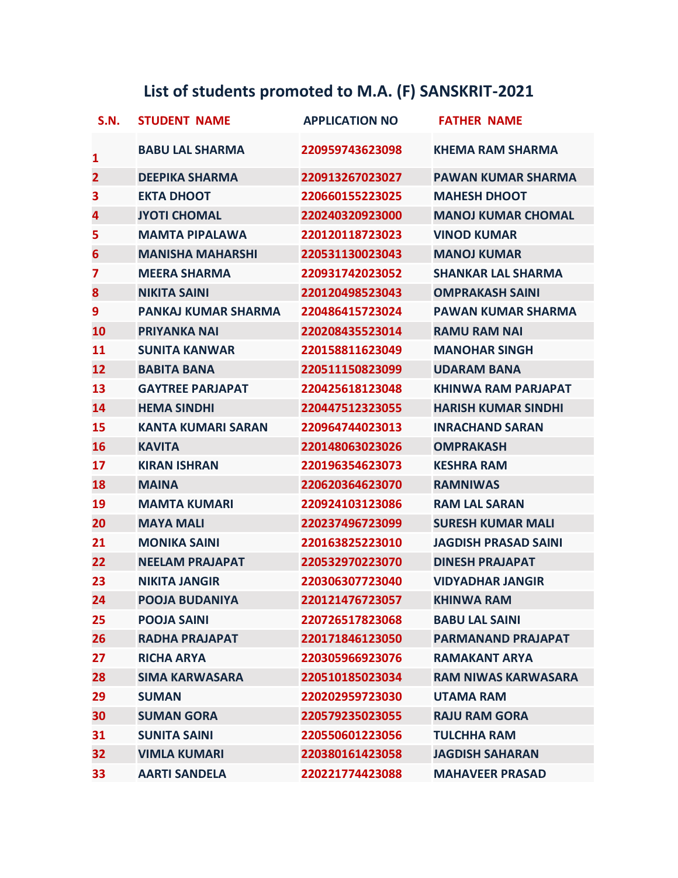# List of students promoted to M.A. (F) SANSKRIT-2021

| S.N. | STUDENT NAME | APPLICATION NO | FATHER NAME |
|---|---|---|---|
| 1 | BABU LAL SHARMA | 220959743623098 | KHEMA RAM SHARMA |
| 2 | DEEPIKA SHARMA | 220913267023027 | PAWAN KUMAR SHARMA |
| 3 | EKTA DHOOT | 220660155223025 | MAHESH DHOOT |
| 4 | JYOTI CHOMAL | 220240320923000 | MANOJ KUMAR CHOMAL |
| 5 | MAMTA PIPALAWA | 220120118723023 | VINOD KUMAR |
| 6 | MANISHA MAHARSHI | 220531130023043 | MANOJ KUMAR |
| 7 | MEERA SHARMA | 220931742023052 | SHANKAR LAL SHARMA |
| 8 | NIKITA SAINI | 220120498523043 | OMPRAKASH SAINI |
| 9 | PANKAJ KUMAR SHARMA | 220486415723024 | PAWAN KUMAR SHARMA |
| 10 | PRIYANKA NAI | 220208435523014 | RAMU RAM NAI |
| 11 | SUNITA KANWAR | 220158811623049 | MANOHAR SINGH |
| 12 | BABITA BANA | 220511150823099 | UDARAM BANA |
| 13 | GAYTREE PARJAPAT | 220425618123048 | KHINWA RAM PARJAPAT |
| 14 | HEMA SINDHI | 220447512323055 | HARISH KUMAR SINDHI |
| 15 | KANTA KUMARI SARAN | 220964744023013 | INRACHAND SARAN |
| 16 | KAVITA | 220148063023026 | OMPRAKASH |
| 17 | KIRAN ISHRAN | 220196354623073 | KESHRA RAM |
| 18 | MAINA | 220620364623070 | RAMNIWAS |
| 19 | MAMTA KUMARI | 220924103123086 | RAM LAL SARAN |
| 20 | MAYA MALI | 220237496723099 | SURESH KUMAR MALI |
| 21 | MONIKA SAINI | 220163825223010 | JAGDISH PRASAD SAINI |
| 22 | NEELAM PRAJAPAT | 220532970223070 | DINESH PRAJAPAT |
| 23 | NIKITA JANGIR | 220306307723040 | VIDYADHAR JANGIR |
| 24 | POOJA BUDANIYA | 220121476723057 | KHINWA RAM |
| 25 | POOJA SAINI | 220726517823068 | BABU LAL SAINI |
| 26 | RADHA PRAJAPAT | 220171846123050 | PARMANAND PRAJAPAT |
| 27 | RICHA ARYA | 220305966923076 | RAMAKANT ARYA |
| 28 | SIMA KARWASARA | 220510185023034 | RAM NIWAS KARWASARA |
| 29 | SUMAN | 220202959723030 | UTAMA RAM |
| 30 | SUMAN GORA | 220579235023055 | RAJU RAM GORA |
| 31 | SUNITA SAINI | 220550601223056 | TULCHHA RAM |
| 32 | VIMLA KUMARI | 220380161423058 | JAGDISH SAHARAN |
| 33 | AARTI SANDELA | 220221774423088 | MAHAVEER PRASAD |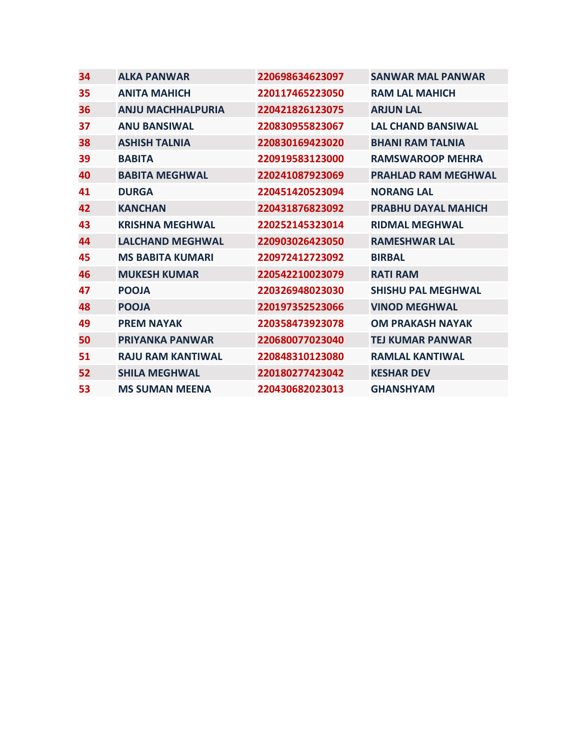| | | | |
|---|---|---|---|
| 34 | ALKA PANWAR | 220698634623097 | SANWAR MAL PANWAR |
| 35 | ANITA MAHICH | 220117465223050 | RAM LAL MAHICH |
| 36 | ANJU MACHHALPURIA | 220421826123075 | ARJUN LAL |
| 37 | ANU BANSIWAL | 220830955823067 | LAL CHAND BANSIWAL |
| 38 | ASHISH TALNIA | 220830169423020 | BHANI RAM TALNIA |
| 39 | BABITA | 220919583123000 | RAMSWAROOP MEHRA |
| 40 | BABITA MEGHWAL | 220241087923069 | PRAHLAD RAM MEGHWAL |
| 41 | DURGA | 220451420523094 | NORANG LAL |
| 42 | KANCHAN | 220431876823092 | PRABHU DAYAL MAHICH |
| 43 | KRISHNA MEGHWAL | 220252145323014 | RIDMAL MEGHWAL |
| 44 | LALCHAND MEGHWAL | 220903026423050 | RAMESHWAR LAL |
| 45 | MS BABITA KUMARI | 220972412723092 | BIRBAL |
| 46 | MUKESH KUMAR | 220542210023079 | RATI RAM |
| 47 | POOJA | 220326948023030 | SHISHU PAL MEGHWAL |
| 48 | POOJA | 220197352523066 | VINOD MEGHWAL |
| 49 | PREM NAYAK | 220358473923078 | OM PRAKASH NAYAK |
| 50 | PRIYANKA PANWAR | 220680077023040 | TEJ KUMAR PANWAR |
| 51 | RAJU RAM KANTIWAL | 220848310123080 | RAMLAL KANTIWAL |
| 52 | SHILA MEGHWAL | 220180277423042 | KESHAR DEV |
| 53 | MS SUMAN MEENA | 220430682023013 | GHANSHYAM |